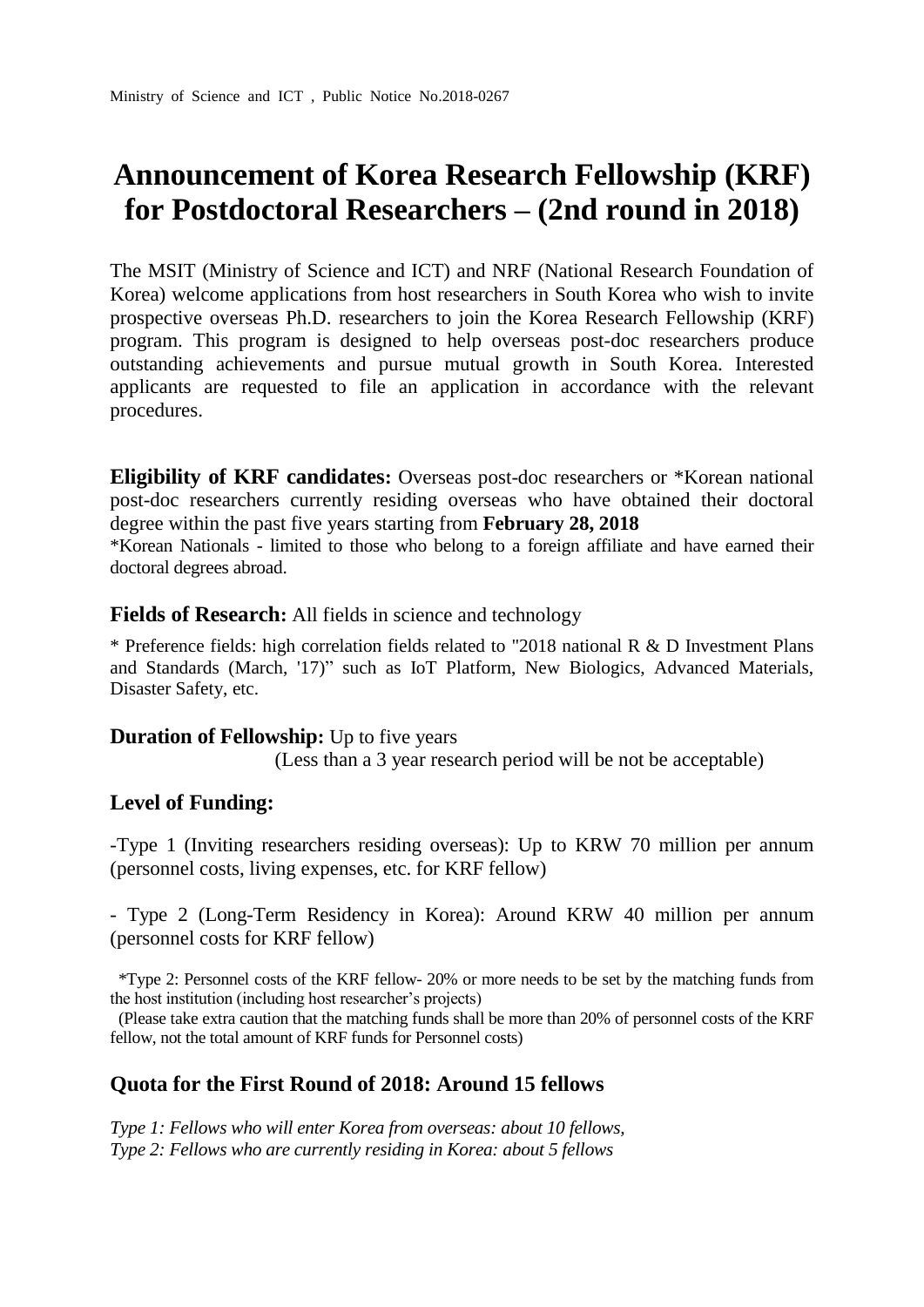Ministry of Science and ICT , Public Notice No.2018-0267

# Announcement of Korea Research Fellowship (KRF) for Postdoctoral Researchers – (2nd round in 2018)

The MSIT (Ministry of Science and ICT) and NRF (National Research Foundation of Korea) welcome applications from host researchers in South Korea who wish to invite prospective overseas Ph.D. researchers to join the Korea Research Fellowship (KRF) program. This program is designed to help overseas post-doc researchers produce outstanding achievements and pursue mutual growth in South Korea. Interested applicants are requested to file an application in accordance with the relevant procedures.

**Eligibility of KRF candidates:** Overseas post-doc researchers or *Korean national post-doc researchers currently residing overseas who have obtained their doctoral degree within the past five years starting from **February 28, 2018**

*Korean Nationals - limited to those who belong to a foreign affiliate and have earned their doctoral degrees abroad.

**Fields of Research:** All fields in science and technology

* Preference fields: high correlation fields related to "2018 national R & D Investment Plans and Standards (March, '17)" such as IoT Platform, New Biologics, Advanced Materials, Disaster Safety, etc.

**Duration of Fellowship:** Up to five years
(Less than a 3 year research period will be not be acceptable)

**Level of Funding:**

-Type 1 (Inviting researchers residing overseas): Up to KRW 70 million per annum (personnel costs, living expenses, etc. for KRF fellow)

- Type 2 (Long-Term Residency in Korea): Around KRW 40 million per annum (personnel costs for KRF fellow)

*Type 2: Personnel costs of the KRF fellow- 20% or more needs to be set by the matching funds from the host institution (including host researcher's projects)
(Please take extra caution that the matching funds shall be more than 20% of personnel costs of the KRF fellow, not the total amount of KRF funds for Personnel costs)

## Quota for the First Round of 2018: Around 15 fellows

*Type 1: Fellows who will enter Korea from overseas: about 10 fellows,*
*Type 2: Fellows who are currently residing in Korea: about 5 fellows*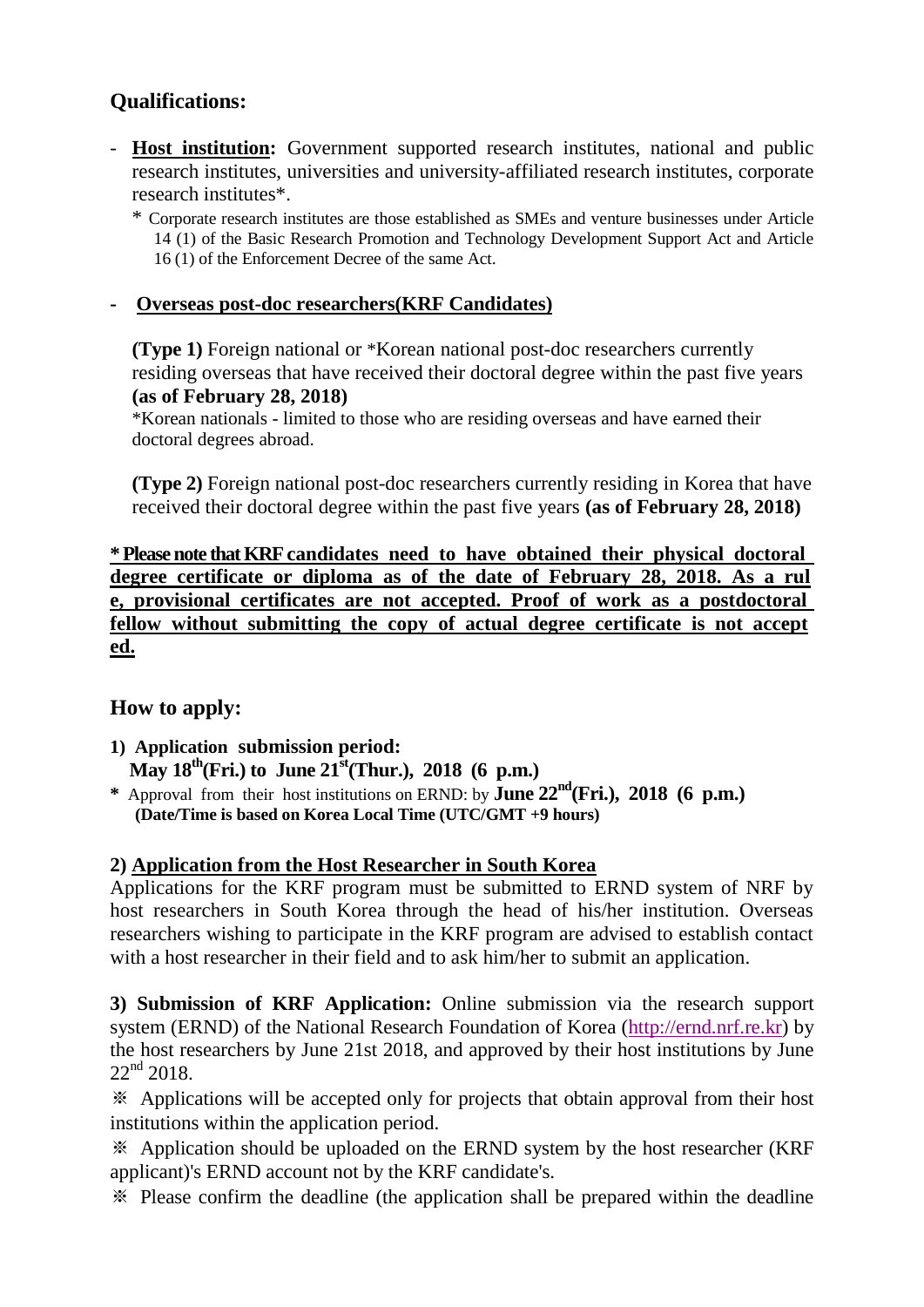## Qualifications:

- **Host institution:** Government supported research institutes, national and public research institutes, universities and university-affiliated research institutes, corporate research institutes*.
  
  \* Corporate research institutes are those established as SMEs and venture businesses under Article 14 (1) of the Basic Research Promotion and Technology Development Support Act and Article 16 (1) of the Enforcement Decree of the same Act.

- **Overseas post-doc researchers(KRF Candidates)**

  **(Type 1)** Foreign national or *Korean national post-doc researchers currently residing overseas that have received their doctoral degree within the past five years **(as of February 28, 2018)**
  
  *Korean nationals - limited to those who are residing overseas and have earned their doctoral degrees abroad.

  **(Type 2)** Foreign national post-doc researchers currently residing in Korea that have received their doctoral degree within the past five years **(as of February 28, 2018)**

**\* Please note that KRF candidates need to have obtained their physical doctoral degree certificate or diploma as of the date of February 28, 2018. As a rule, provisional certificates are not accepted. Proof of work as a postdoctoral fellow without submitting the copy of actual degree certificate is not accepted.**

## How to apply:

**1) Application submission period:**
**May 18th(Fri.) to June 21st(Thur.), 2018 (6 p.m.)**

**\*** Approval from their host institutions on ERND: by **June 22nd(Fri.), 2018 (6 p.m.)**
**(Date/Time is based on Korea Local Time (UTC/GMT +9 hours)**

**2) Application from the Host Researcher in South Korea**

Applications for the KRF program must be submitted to ERND system of NRF by host researchers in South Korea through the head of his/her institution. Overseas researchers wishing to participate in the KRF program are advised to establish contact with a host researcher in their field and to ask him/her to submit an application.

**3) Submission of KRF Application:** Online submission via the research support system (ERND) of the National Research Foundation of Korea (http://ernd.nrf.re.kr) by the host researchers by June 21st 2018, and approved by their host institutions by June 22nd 2018.

※ Applications will be accepted only for projects that obtain approval from their host institutions within the application period.

※ Application should be uploaded on the ERND system by the host researcher (KRF applicant)'s ERND account not by the KRF candidate's.

※ Please confirm the deadline (the application shall be prepared within the deadline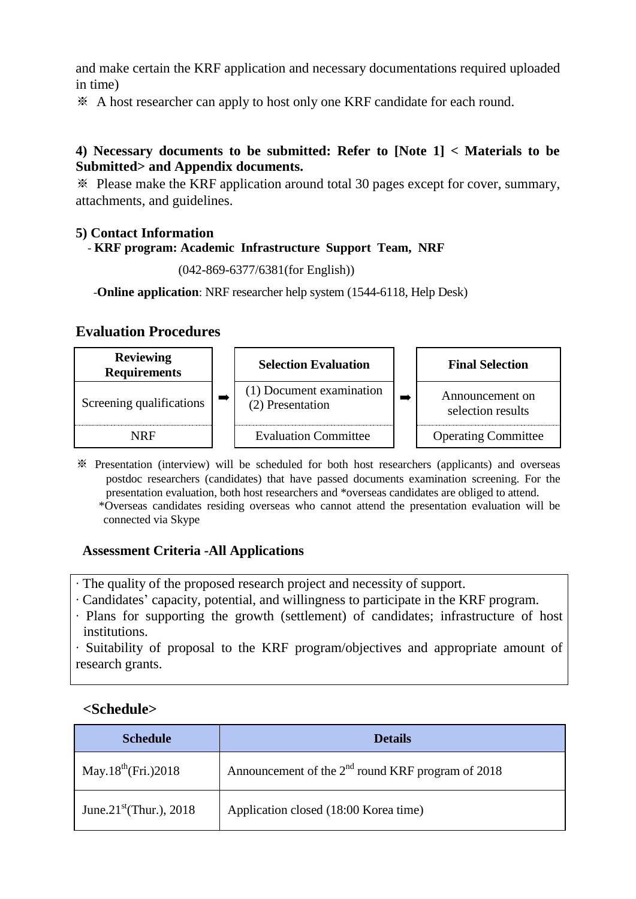and make certain the KRF application and necessary documentations required uploaded in time)

※ A host researcher can apply to host only one KRF candidate for each round.

**4) Necessary documents to be submitted: Refer to [Note 1] < Materials to be Submitted> and Appendix documents.**

※ Please make the KRF application around total 30 pages except for cover, summary, attachments, and guidelines.

**5) Contact Information**

- **KRF program: Academic Infrastructure Support Team, NRF**

(042-869-6377/6381(for English))

-**Online application**: NRF researcher help system (1544-6118, Help Desk)

## Evaluation Procedures

| Reviewing Requirements | | Selection Evaluation | | Final Selection |
|---|---|---|---|---|
| Screening qualifications | ➡ | (1) Document examination (2) Presentation | ➡ | Announcement on selection results |
| NRF | | Evaluation Committee | | Operating Committee |

※ Presentation (interview) will be scheduled for both host researchers (applicants) and overseas postdoc researchers (candidates) that have passed documents examination screening. For the presentation evaluation, both host researchers and *overseas candidates are obliged to attend.

*Overseas candidates residing overseas who cannot attend the presentation evaluation will be connected via Skype

**Assessment Criteria -All Applications**

· The quality of the proposed research project and necessity of support.
· Candidates' capacity, potential, and willingness to participate in the KRF program.
· Plans for supporting the growth (settlement) of candidates; infrastructure of host institutions.
· Suitability of proposal to the KRF program/objectives and appropriate amount of research grants.

**<Schedule>**

| Schedule | Details |
|---|---|
| May.18th(Fri.)2018 | Announcement of the 2nd round KRF program of 2018 |
| June.21st(Thur.), 2018 | Application closed (18:00 Korea time) |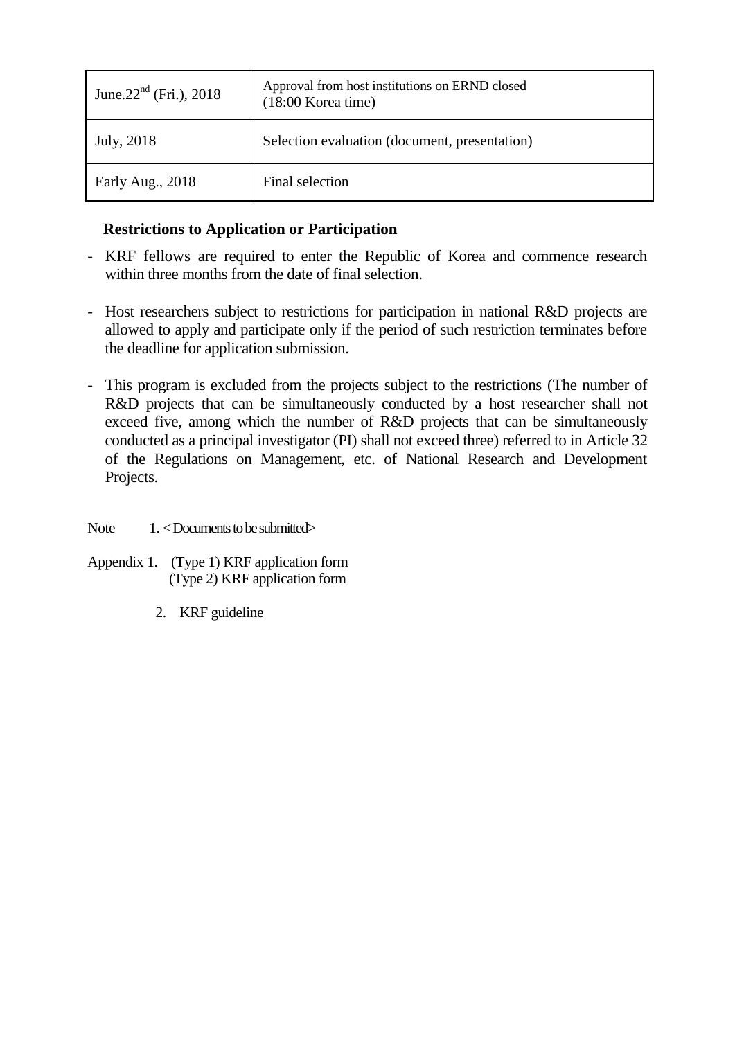| June.22nd (Fri.), 2018 | Approval from host institutions on ERND closed (18:00 Korea time) |
|---|---|
| July, 2018 | Selection evaluation (document, presentation) |
| Early Aug., 2018 | Final selection |

**Restrictions to Application or Participation**

- KRF fellows are required to enter the Republic of Korea and commence research within three months from the date of final selection.

- Host researchers subject to restrictions for participation in national R&D projects are allowed to apply and participate only if the period of such restriction terminates before the deadline for application submission.

- This program is excluded from the projects subject to the restrictions (The number of R&D projects that can be simultaneously conducted by a host researcher shall not exceed five, among which the number of R&D projects that can be simultaneously conducted as a principal investigator (PI) shall not exceed three) referred to in Article 32 of the Regulations on Management, etc. of National Research and Development Projects.

Note 1. < Documents to be submitted>

Appendix 1. (Type 1) KRF application form
(Type 2) KRF application form

2. KRF guideline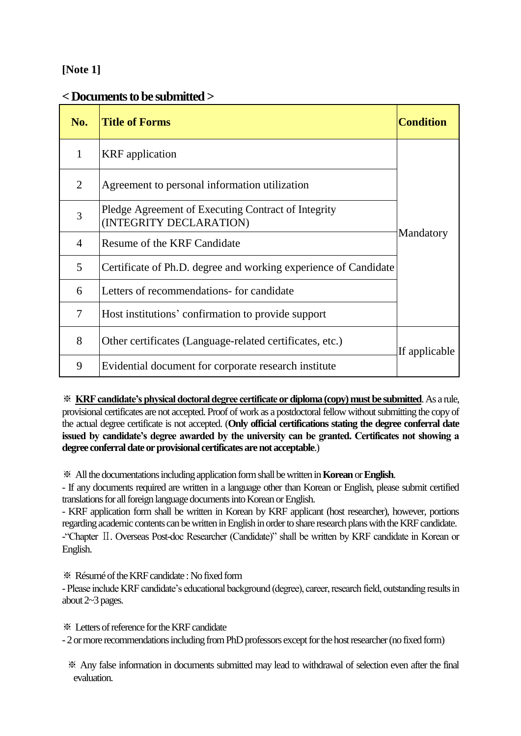**[Note 1]**

## < Documents to be submitted >

| No. | Title of Forms | Condition |
|---|---|---|
| 1 | KRF application | Mandatory |
| 2 | Agreement to personal information utilization | |
| 3 | Pledge Agreement of Executing Contract of Integrity (INTEGRITY DECLARATION) | |
| 4 | Resume of the KRF Candidate | |
| 5 | Certificate of Ph.D. degree and working experience of Candidate | |
| 6 | Letters of recommendations- for candidate | |
| 7 | Host institutions' confirmation to provide support | |
| 8 | Other certificates (Language-related certificates, etc.) | If applicable |
| 9 | Evidential document for corporate research institute | |

※ **KRF candidate's physical doctoral degree certificate or diploma (copy) must be submitted**. As a rule, provisional certificates are not accepted. Proof of work as a postdoctoral fellow without submitting the copy of the actual degree certificate is not accepted. (**Only official certifications stating the degree conferral date issued by candidate's degree awarded by the university can be granted. Certificates not showing a degree conferral date or provisional certificates are not acceptable**.)

※ All the documentations including application form shall be written in **Korean** or **English**.

- If any documents required are written in a language other than Korean or English, please submit certified translations for all foreign language documents into Korean or English.
- KRF application form shall be written in Korean by KRF applicant (host researcher), however, portions regarding academic contents can be written in English in order to share research plans with the KRF candidate.
- "Chapter Ⅱ. Overseas Post-doc Researcher (Candidate)" shall be written by KRF candidate in Korean or English.

※ Résumé of the KRF candidate : No fixed form

- Please include KRF candidate's educational background (degree), career, research field, outstanding results in about 2~3 pages.

※ Letters of reference for the KRF candidate

- 2 or more recommendations including from PhD professors except for the host researcher (no fixed form)

※ Any false information in documents submitted may lead to withdrawal of selection even after the final evaluation.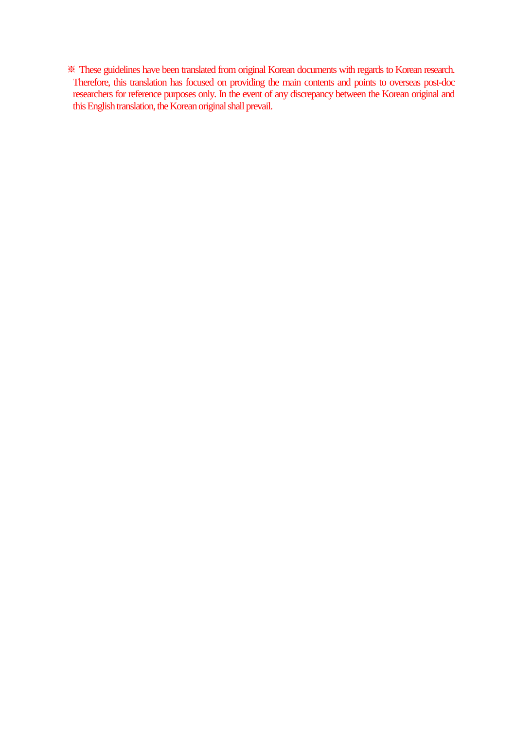※ These guidelines have been translated from original Korean documents with regards to Korean research. Therefore, this translation has focused on providing the main contents and points to overseas post-doc researchers for reference purposes only. In the event of any discrepancy between the Korean original and this English translation, the Korean original shall prevail.